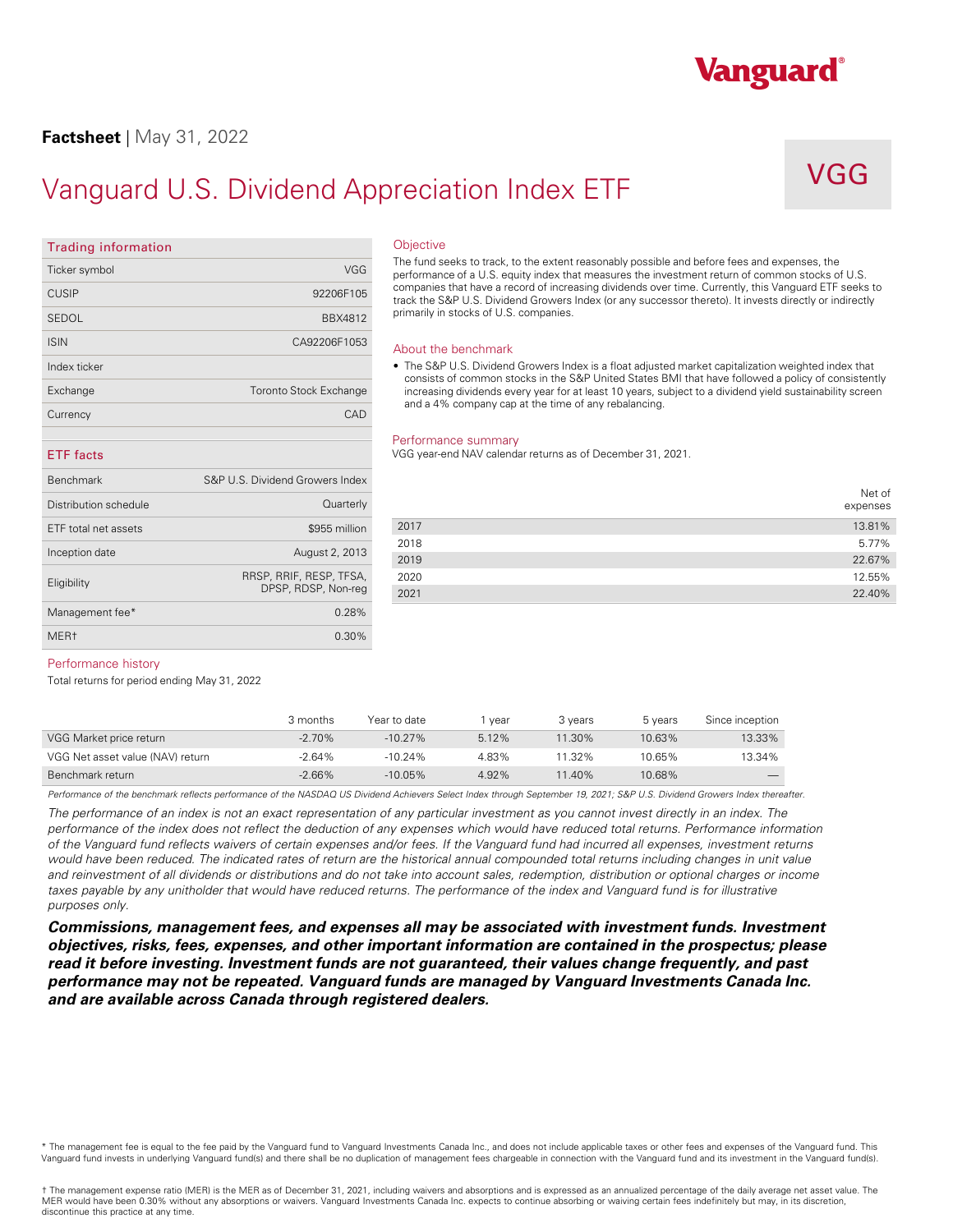Vanguard®

**Factsheet** | May 31, 2022

# Vanguard U.S. Dividend Appreciation Index ETF

VGG

## Trading information

| | |
|---|---|
| Ticker symbol | VGG |
| CUSIP | 92206F105 |
| SEDOL | BBX4812 |
| ISIN | CA92206F1053 |
| Index ticker | |
| Exchange | Toronto Stock Exchange |
| Currency | CAD |

## ETF facts

| | |
|---|---|
| Benchmark | S&P U.S. Dividend Growers Index |
| Distribution schedule | Quarterly |
| ETF total net assets | $955 million |
| Inception date | August 2, 2013 |
| Eligibility | RRSP, RRIF, RESP, TFSA, DPSP, RDSP, Non-reg |
| Management fee* | 0.28% |
| MER† | 0.30% |

## Objective

The fund seeks to track, to the extent reasonably possible and before fees and expenses, the performance of a U.S. equity index that measures the investment return of common stocks of U.S. companies that have a record of increasing dividends over time. Currently, this Vanguard ETF seeks to track the S&P U.S. Dividend Growers Index (or any successor thereto). It invests directly or indirectly primarily in stocks of U.S. companies.

## About the benchmark

- The S&P U.S. Dividend Growers Index is a float adjusted market capitalization weighted index that consists of common stocks in the S&P United States BMI that have followed a policy of consistently increasing dividends every year for at least 10 years, subject to a dividend yield sustainability screen and a 4% company cap at the time of any rebalancing.

## Performance summary

VGG year-end NAV calendar returns as of December 31, 2021.

| | Net of expenses |
|---|---|
| 2017 | 13.81% |
| 2018 | 5.77% |
| 2019 | 22.67% |
| 2020 | 12.55% |
| 2021 | 22.40% |

## Performance history

Total returns for period ending May 31, 2022

| | 3 months | Year to date | 1 year | 3 years | 5 years | Since inception |
|---|---|---|---|---|---|---|
| VGG Market price return | -2.70% | -10.27% | 5.12% | 11.30% | 10.63% | 13.33% |
| VGG Net asset value (NAV) return | -2.64% | -10.24% | 4.83% | 11.32% | 10.65% | 13.34% |
| Benchmark return | -2.66% | -10.05% | 4.92% | 11.40% | 10.68% | — |

*Performance of the benchmark reflects performance of the NASDAQ US Dividend Achievers Select Index through September 19, 2021; S&P U.S. Dividend Growers Index thereafter.*

*The performance of an index is not an exact representation of any particular investment as you cannot invest directly in an index. The performance of the index does not reflect the deduction of any expenses which would have reduced total returns. Performance information of the Vanguard fund reflects waivers of certain expenses and/or fees. If the Vanguard fund had incurred all expenses, investment returns would have been reduced. The indicated rates of return are the historical annual compounded total returns including changes in unit value and reinvestment of all dividends or distributions and do not take into account sales, redemption, distribution or optional charges or income taxes payable by any unitholder that would have reduced returns. The performance of the index and Vanguard fund is for illustrative purposes only.*

***Commissions, management fees, and expenses all may be associated with investment funds. Investment objectives, risks, fees, expenses, and other important information are contained in the prospectus; please read it before investing. Investment funds are not guaranteed, their values change frequently, and past performance may not be repeated. Vanguard funds are managed by Vanguard Investments Canada Inc. and are available across Canada through registered dealers.***

\* The management fee is equal to the fee paid by the Vanguard fund to Vanguard Investments Canada Inc., and does not include applicable taxes or other fees and expenses of the Vanguard fund. This Vanguard fund invests in underlying Vanguard fund(s) and there shall be no duplication of management fees chargeable in connection with the Vanguard fund and its investment in the Vanguard fund(s).

† The management expense ratio (MER) is the MER as of December 31, 2021, including waivers and absorptions and is expressed as an annualized percentage of the daily average net asset value. The MER would have been 0.30% without any absorptions or waivers. Vanguard Investments Canada Inc. expects to continue absorbing or waiving certain fees indefinitely but may, in its discretion, discontinue this practice at any time.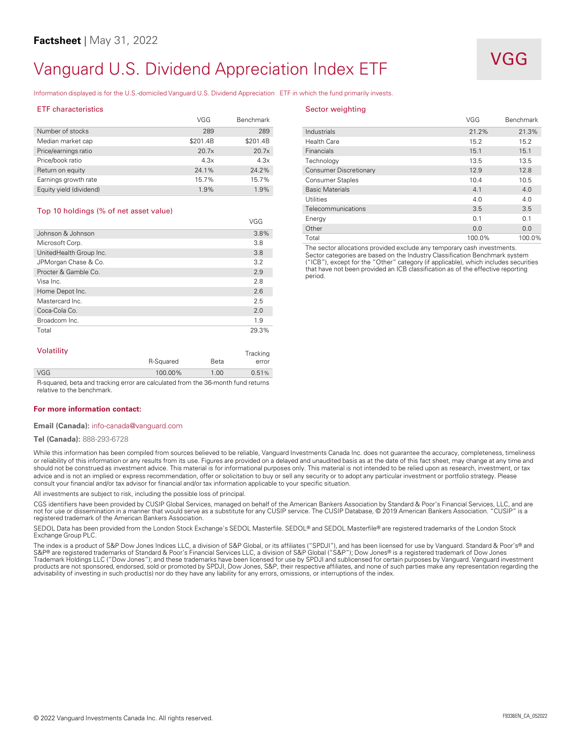**Factsheet** | May 31, 2022

# Vanguard U.S. Dividend Appreciation Index ETF

VGG

Information displayed is for the U.S.-domiciled Vanguard U.S. Dividend Appreciation ETF in which the fund primarily invests.

## ETF characteristics

| | VGG | Benchmark |
|---|---|---|
| Number of stocks | 289 | 289 |
| Median market cap | $201.4B | $201.4B |
| Price/earnings ratio | 20.7x | 20.7x |
| Price/book ratio | 4.3x | 4.3x |
| Return on equity | 24.1% | 24.2% |
| Earnings growth rate | 15.7% | 15.7% |
| Equity yield (dividend) | 1.9% | 1.9% |

## Top 10 holdings (% of net asset value)

| | VGG |
|---|---|
| Johnson & Johnson | 3.8% |
| Microsoft Corp. | 3.8 |
| UnitedHealth Group Inc. | 3.8 |
| JPMorgan Chase & Co. | 3.2 |
| Procter & Gamble Co. | 2.9 |
| Visa Inc. | 2.8 |
| Home Depot Inc. | 2.6 |
| Mastercard Inc. | 2.5 |
| Coca-Cola Co. | 2.0 |
| Broadcom Inc. | 1.9 |
| Total | 29.3% |

## Volatility

| | R-Squared | Beta | Tracking error |
|---|---|---|---|
| VGG | 100.00% | 1.00 | 0.51% |

R-squared, beta and tracking error are calculated from the 36-month fund returns relative to the benchmark.

## Sector weighting

| | VGG | Benchmark |
|---|---|---|
| Industrials | 21.2% | 21.3% |
| Health Care | 15.2 | 15.2 |
| Financials | 15.1 | 15.1 |
| Technology | 13.5 | 13.5 |
| Consumer Discretionary | 12.9 | 12.8 |
| Consumer Staples | 10.4 | 10.5 |
| Basic Materials | 4.1 | 4.0 |
| Utilities | 4.0 | 4.0 |
| Telecommunications | 3.5 | 3.5 |
| Energy | 0.1 | 0.1 |
| Other | 0.0 | 0.0 |
| Total | 100.0% | 100.0% |

The sector allocations provided exclude any temporary cash investments. Sector categories are based on the Industry Classification Benchmark system ("ICB"), except for the "Other" category (if applicable), which includes securities that have not been provided an ICB classification as of the effective reporting period.

**For more information contact:**

**Email (Canada):** info-canada@vanguard.com

**Tel (Canada):** 888-293-6728

While this information has been compiled from sources believed to be reliable, Vanguard Investments Canada Inc. does not guarantee the accuracy, completeness, timeliness or reliability of this information or any results from its use. Figures are provided on a delayed and unaudited basis as at the date of this fact sheet, may change at any time and should not be construed as investment advice. This material is for informational purposes only. This material is not intended to be relied upon as research, investment, or tax advice and is not an implied or express recommendation, offer or solicitation to buy or sell any security or to adopt any particular investment or portfolio strategy. Please consult your financial and/or tax advisor for financial and/or tax information applicable to your specific situation.

All investments are subject to risk, including the possible loss of principal.

CGS identifiers have been provided by CUSIP Global Services, managed on behalf of the American Bankers Association by Standard & Poor's Financial Services, LLC, and are not for use or dissemination in a manner that would serve as a substitute for any CUSIP service. The CUSIP Database, © 2019 American Bankers Association. "CUSIP" is a registered trademark of the American Bankers Association.

SEDOL Data has been provided from the London Stock Exchange's SEDOL Masterfile. SEDOL® and SEDOL Masterfile® are registered trademarks of the London Stock Exchange Group PLC.

The index is a product of S&P Dow Jones Indices LLC, a division of S&P Global, or its affiliates ("SPDJI"), and has been licensed for use by Vanguard. Standard & Poor's® and S&P® are registered trademarks of Standard & Poor's Financial Services LLC, a division of S&P Global ("S&P"); Dow Jones® is a registered trademark of Dow Jones Trademark Holdings LLC ("Dow Jones"); and these trademarks have been licensed for use by SPDJI and sublicensed for certain purposes by Vanguard. Vanguard investment products are not sponsored, endorsed, sold or promoted by SPDJI, Dow Jones, S&P, their respective affiliates, and none of such parties make any representation regarding the advisability of investing in such product(s) nor do they have any liability for any errors, omissions, or interruptions of the index.

© 2022 Vanguard Investments Canada Inc. All rights reserved.

F9336EN_CA_052022